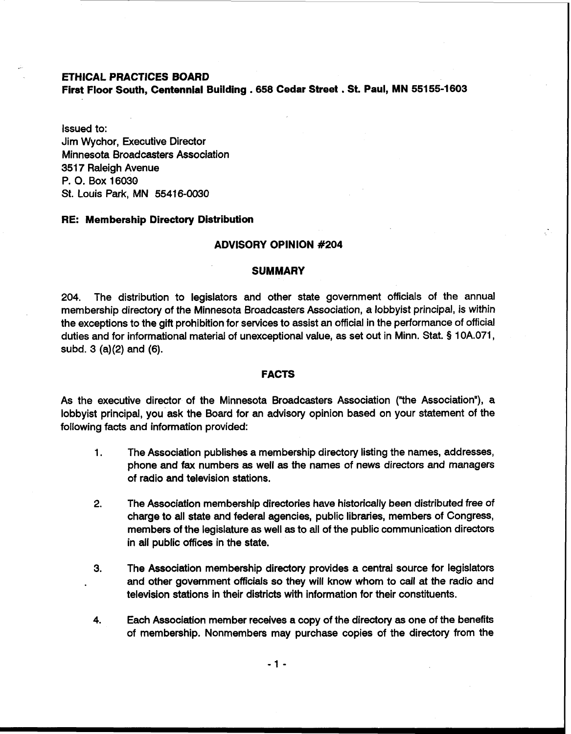**ETHICAL PRACTICES BOARD**
**First Floor South, Centennial Building . 658 Cedar Street . St. Paul, MN 55155-1603**

Issued to:
Jim Wychor, Executive Director
Minnesota Broadcasters Association
3517 Raleigh Avenue
P. O. Box 16030
St. Louis Park, MN 55416-0030

**RE: Membership Directory Distribution**

## ADVISORY OPINION #204

## SUMMARY

204. The distribution to legislators and other state government officials of the annual membership directory of the Minnesota Broadcasters Association, a lobbyist principal, is within the exceptions to the gift prohibition for services to assist an official in the performance of official duties and for informational material of unexceptional value, as set out in Minn. Stat. § 10A.071, subd. 3 (a)(2) and (6).

## FACTS

As the executive director of the Minnesota Broadcasters Association ("the Association"), a lobbyist principal, you ask the Board for an advisory opinion based on your statement of the following facts and information provided:

1. The Association publishes a membership directory listing the names, addresses, phone and fax numbers as well as the names of news directors and managers of radio and television stations.

2. The Association membership directories have historically been distributed free of charge to all state and federal agencies, public libraries, members of Congress, members of the legislature as well as to all of the public communication directors in all public offices in the state.

3. The Association membership directory provides a central source for legislators and other government officials so they will know whom to call at the radio and television stations in their districts with information for their constituents.

4. Each Association member receives a copy of the directory as one of the benefits of membership. Nonmembers may purchase copies of the directory from the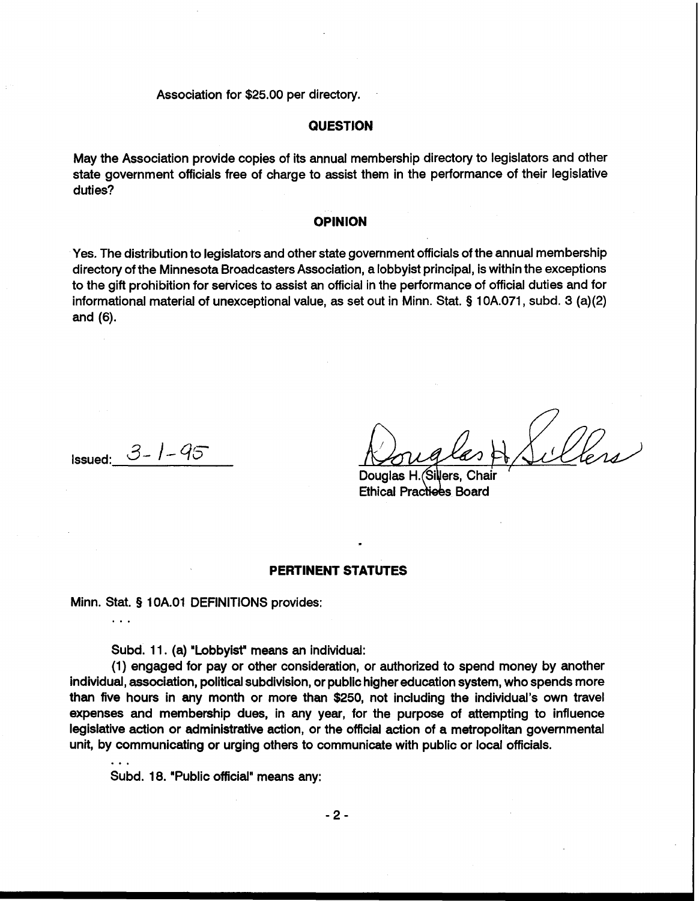Association for $25.00 per directory.

## QUESTION

May the Association provide copies of its annual membership directory to legislators and other state government officials free of charge to assist them in the performance of their legislative duties?

## OPINION

Yes. The distribution to legislators and other state government officials of the annual membership directory of the Minnesota Broadcasters Association, a lobbyist principal, is within the exceptions to the gift prohibition for services to assist an official in the performance of official duties and for informational material of unexceptional value, as set out in Minn. Stat. § 10A.071, subd. 3 (a)(2) and (6).

Issued: 3-1-95

Douglas H. Sillers, Chair
Ethical Practices Board

## PERTINENT STATUTES

Minn. Stat. § 10A.01 DEFINITIONS provides:

. . .

Subd. 11. (a) "Lobbyist" means an individual:

**(1) engaged for pay or other consideration, or authorized to spend money by another individual, association, political subdivision, or public higher education system, who spends more than five hours in any month or more than $250, not including the individual's own travel expenses and membership dues, in any year, for the purpose of attempting to influence legislative action or administrative action, or the official action of a metropolitan governmental unit, by communicating or urging others to communicate with public or local officials.**

. . .

Subd. 18. "Public official" means any: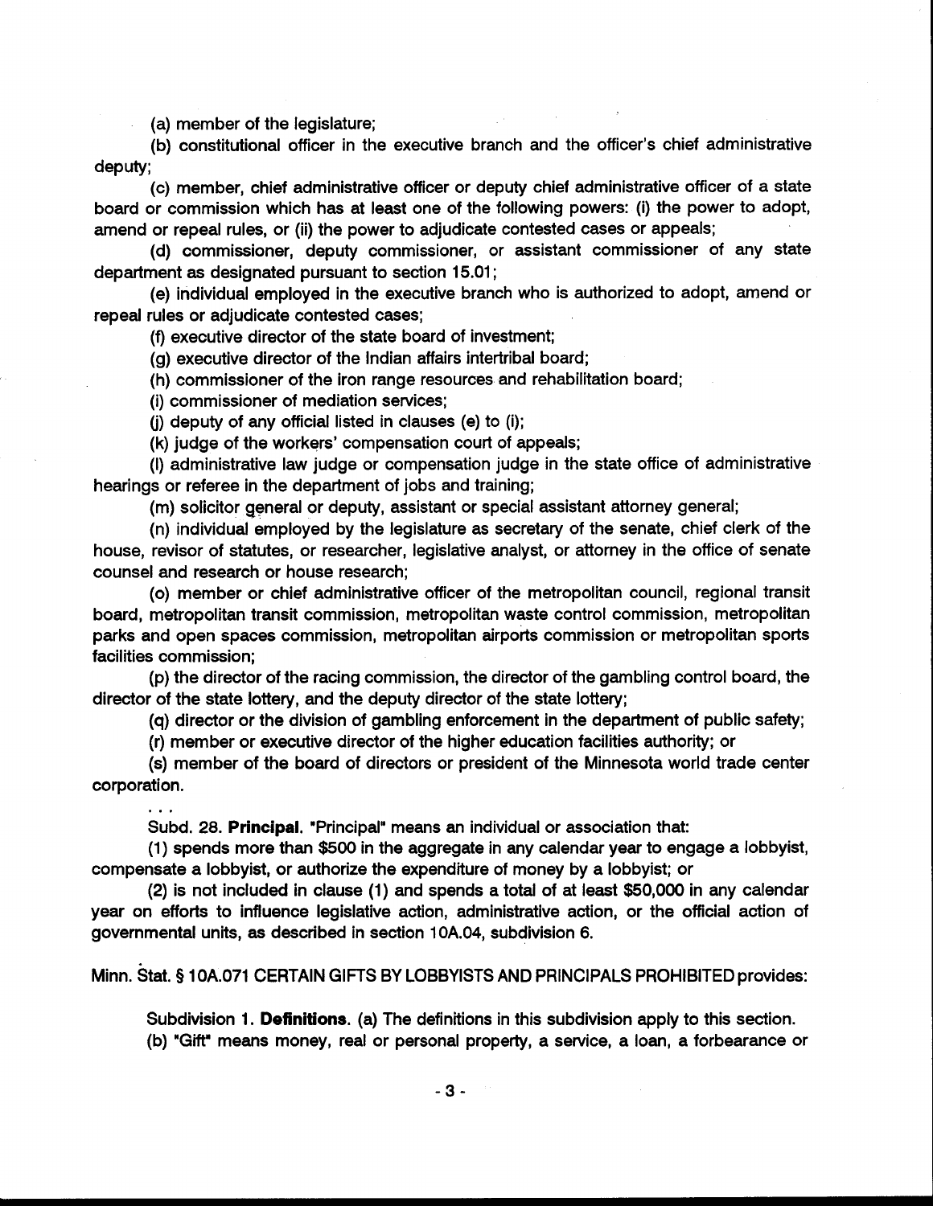(a) member of the legislature;

(b) constitutional officer in the executive branch and the officer's chief administrative deputy;

(c) member, chief administrative officer or deputy chief administrative officer of a state board or commission which has at least one of the following powers: (i) the power to adopt, amend or repeal rules, or (ii) the power to adjudicate contested cases or appeals;

(d) commissioner, deputy commissioner, or assistant commissioner of any state department as designated pursuant to section 15.01;

(e) individual employed in the executive branch who is authorized to adopt, amend or repeal rules or adjudicate contested cases;

(f) executive director of the state board of investment;

(g) executive director of the Indian affairs intertribal board;

(h) commissioner of the iron range resources and rehabilitation board;

(i) commissioner of mediation services;

(j) deputy of any official listed in clauses (e) to (i);

(k) judge of the workers' compensation court of appeals;

(l) administrative law judge or compensation judge in the state office of administrative hearings or referee in the department of jobs and training;

(m) solicitor general or deputy, assistant or special assistant attorney general;

(n) individual employed by the legislature as secretary of the senate, chief clerk of the house, revisor of statutes, or researcher, legislative analyst, or attorney in the office of senate counsel and research or house research;

(o) member or chief administrative officer of the metropolitan council, regional transit board, metropolitan transit commission, metropolitan waste control commission, metropolitan parks and open spaces commission, metropolitan airports commission or metropolitan sports facilities commission;

(p) the director of the racing commission, the director of the gambling control board, the director of the state lottery, and the deputy director of the state lottery;

(q) director or the division of gambling enforcement in the department of public safety;

(r) member or executive director of the higher education facilities authority; or

(s) member of the board of directors or president of the Minnesota world trade center corporation.

. . .

Subd. 28. **Principal.** "Principal" means an individual or association that:

(1) spends more than $500 in the aggregate in any calendar year to engage a lobbyist, compensate a lobbyist, or authorize the expenditure of money by a lobbyist; or

(2) is not included in clause (1) and spends a total of at least $50,000 in any calendar year on efforts to influence legislative action, administrative action, or the official action of governmental units, as described in section 10A.04, subdivision 6.

Minn. Stat. § 10A.071 CERTAIN GIFTS BY LOBBYISTS AND PRINCIPALS PROHIBITED provides:

Subdivision 1. **Definitions.** (a) The definitions in this subdivision apply to this section.

(b) "Gift" means money, real or personal property, a service, a loan, a forbearance or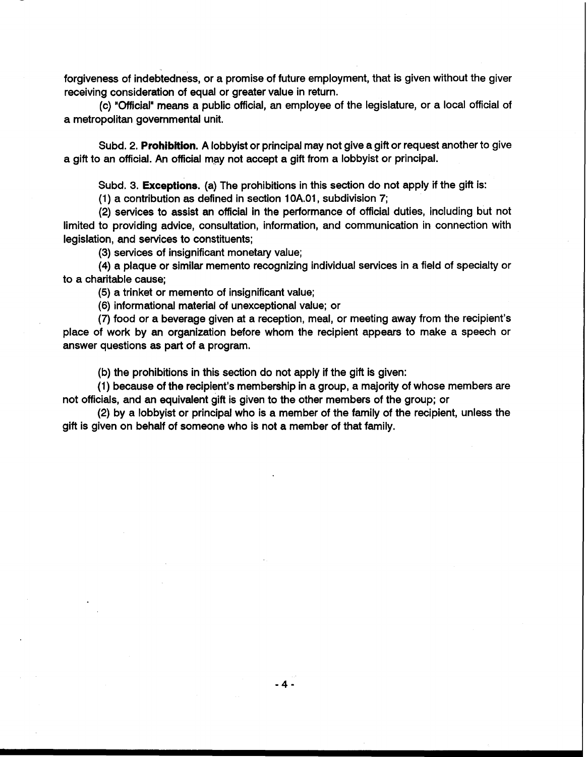forgiveness of indebtedness, or a promise of future employment, that is given without the giver receiving consideration of equal or greater value in return.

(c) "Official" means a public official, an employee of the legislature, or a local official of a metropolitan governmental unit.

Subd. 2. **Prohibition.** A lobbyist or principal may not give a gift or request another to give a gift to an official. An official may not accept a gift from a lobbyist or principal.

Subd. 3. **Exceptions.** (a) The prohibitions in this section do not apply if the gift is:

(1) a contribution as defined in section 10A.01, subdivision 7;

(2) services to assist an official in the performance of official duties, including but not limited to providing advice, consultation, information, and communication in connection with legislation, and services to constituents;

(3) services of insignificant monetary value;

(4) a plaque or similar memento recognizing individual services in a field of specialty or to a charitable cause;

(5) a trinket or memento of insignificant value;

(6) informational material of unexceptional value; or

(7) food or a beverage given at a reception, meal, or meeting away from the recipient's place of work by an organization before whom the recipient appears to make a speech or answer questions as part of a program.

(b) the prohibitions in this section do not apply if the gift is given:

(1) because of the recipient's membership in a group, a majority of whose members are not officials, and an equivalent gift is given to the other members of the group; or

(2) by a lobbyist or principal who is a member of the family of the recipient, unless the gift is given on behalf of someone who is not a member of that family.